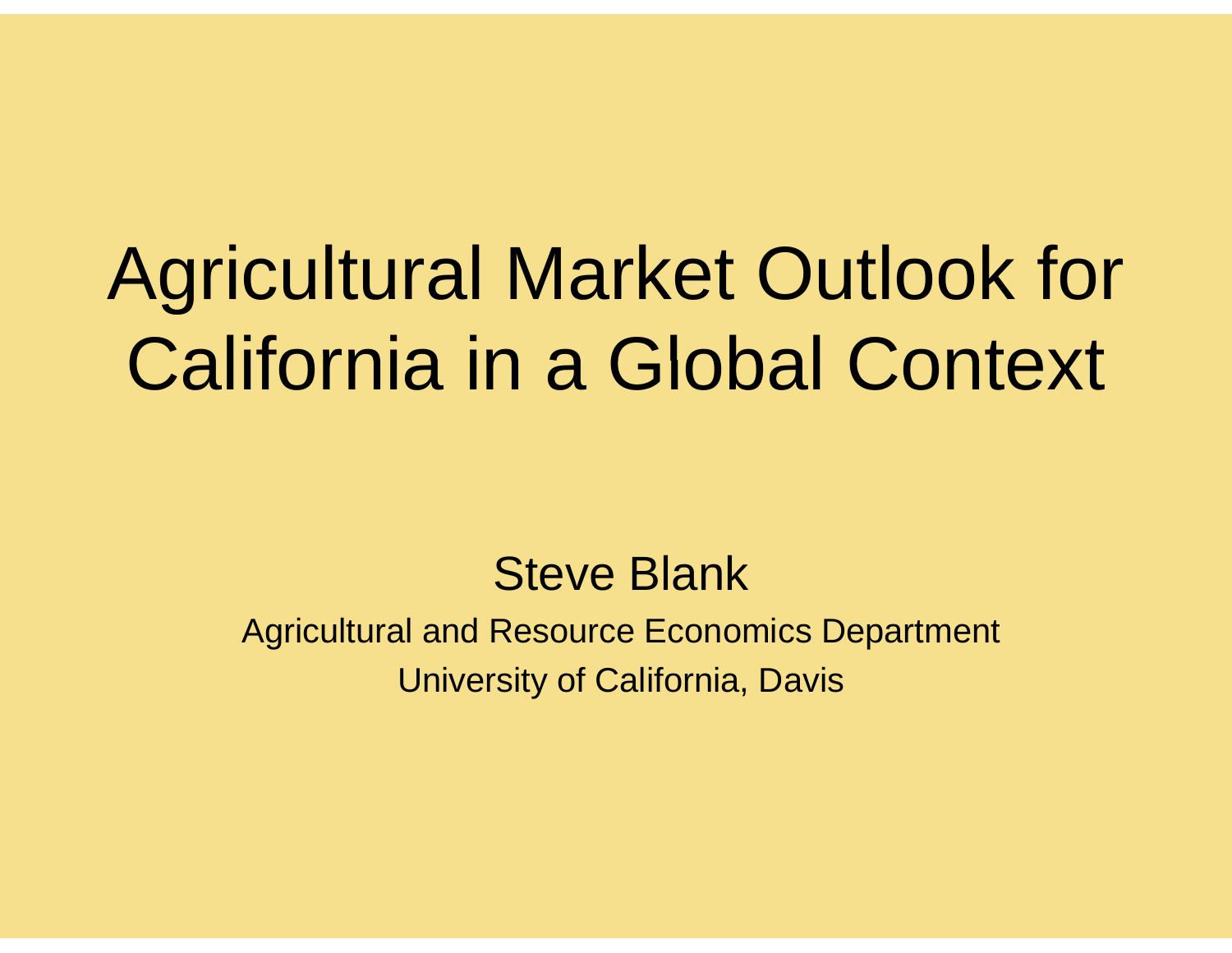# Agricultural Market Outlook for California in a Global Context

Steve Blank

Agricultural and Resource Economics Department

University of California, Davis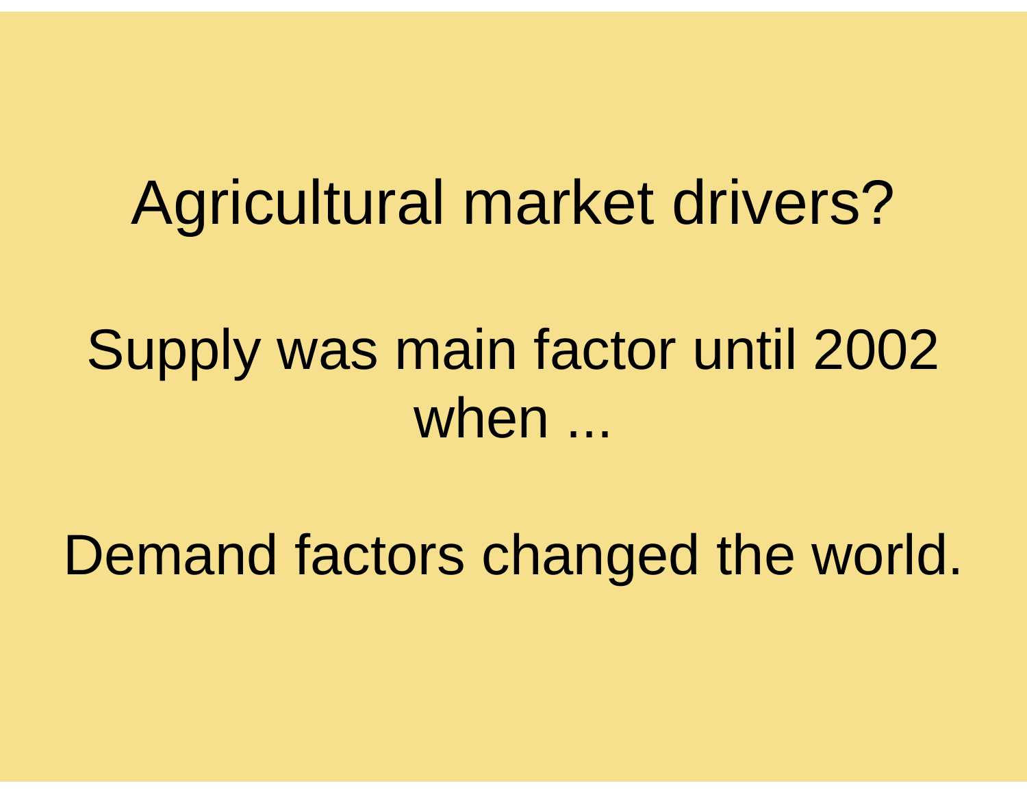Agricultural market drivers?

Supply was main factor until 2002 when ...

Demand factors changed the world.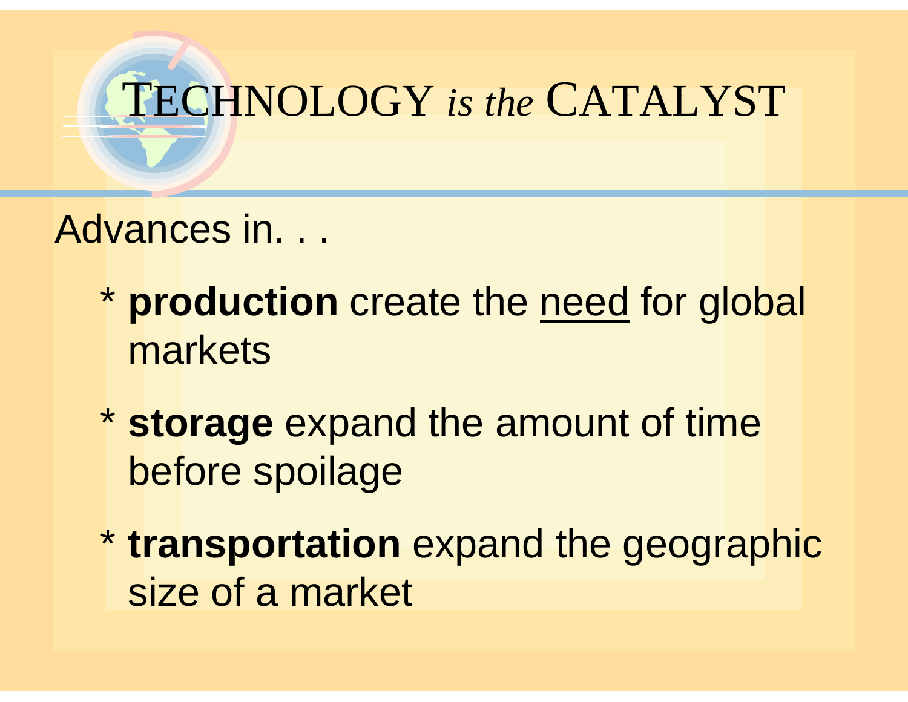# TECHNOLOGY *is the* CATALYST

Advances in. . .

- **production** create the need for global markets
- **storage** expand the amount of time before spoilage
- **transportation** expand the geographic size of a market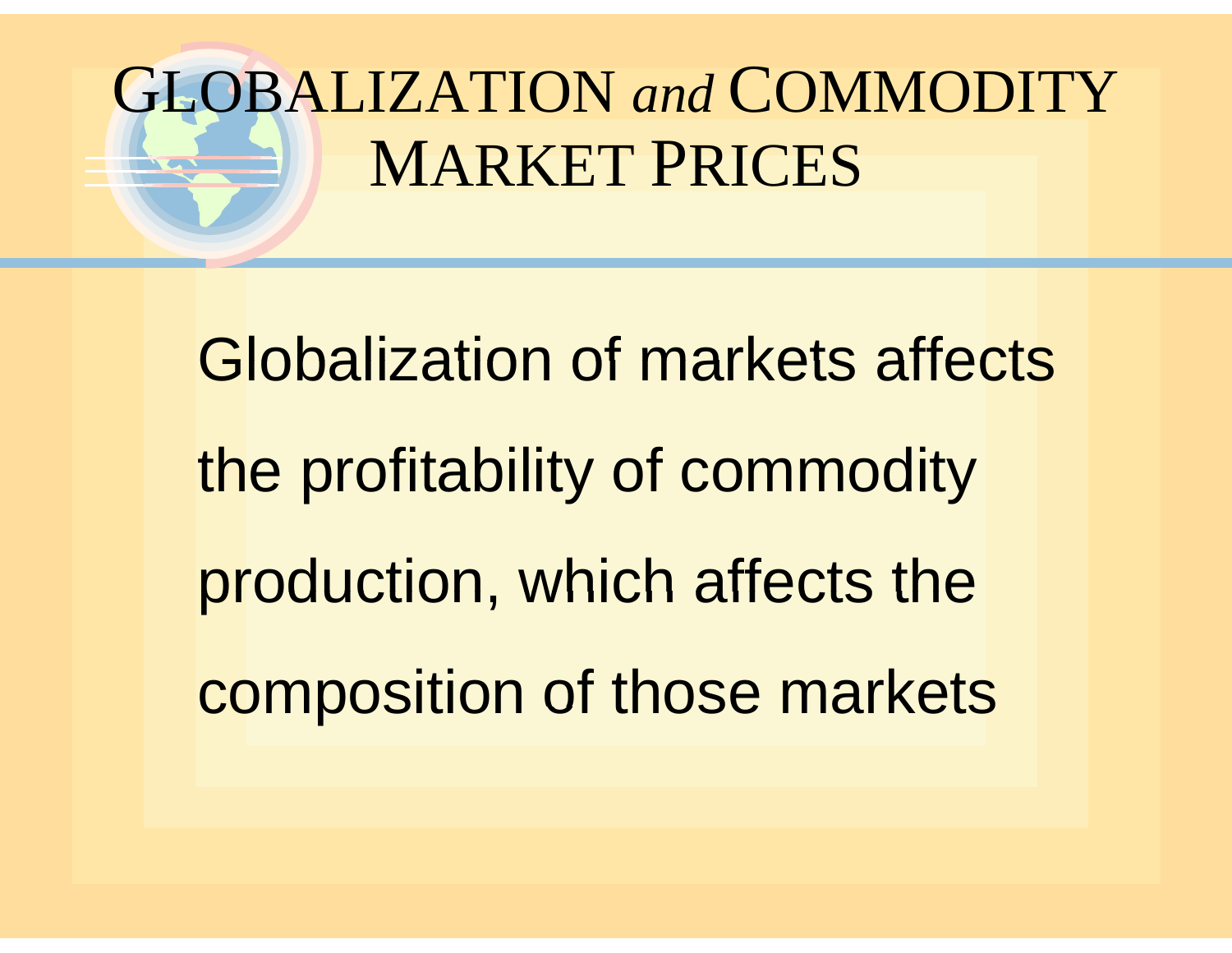# GLOBALIZATION *and* COMMODITY MARKET PRICES

Globalization of markets affects the profitability of commodity production, which affects the composition of those markets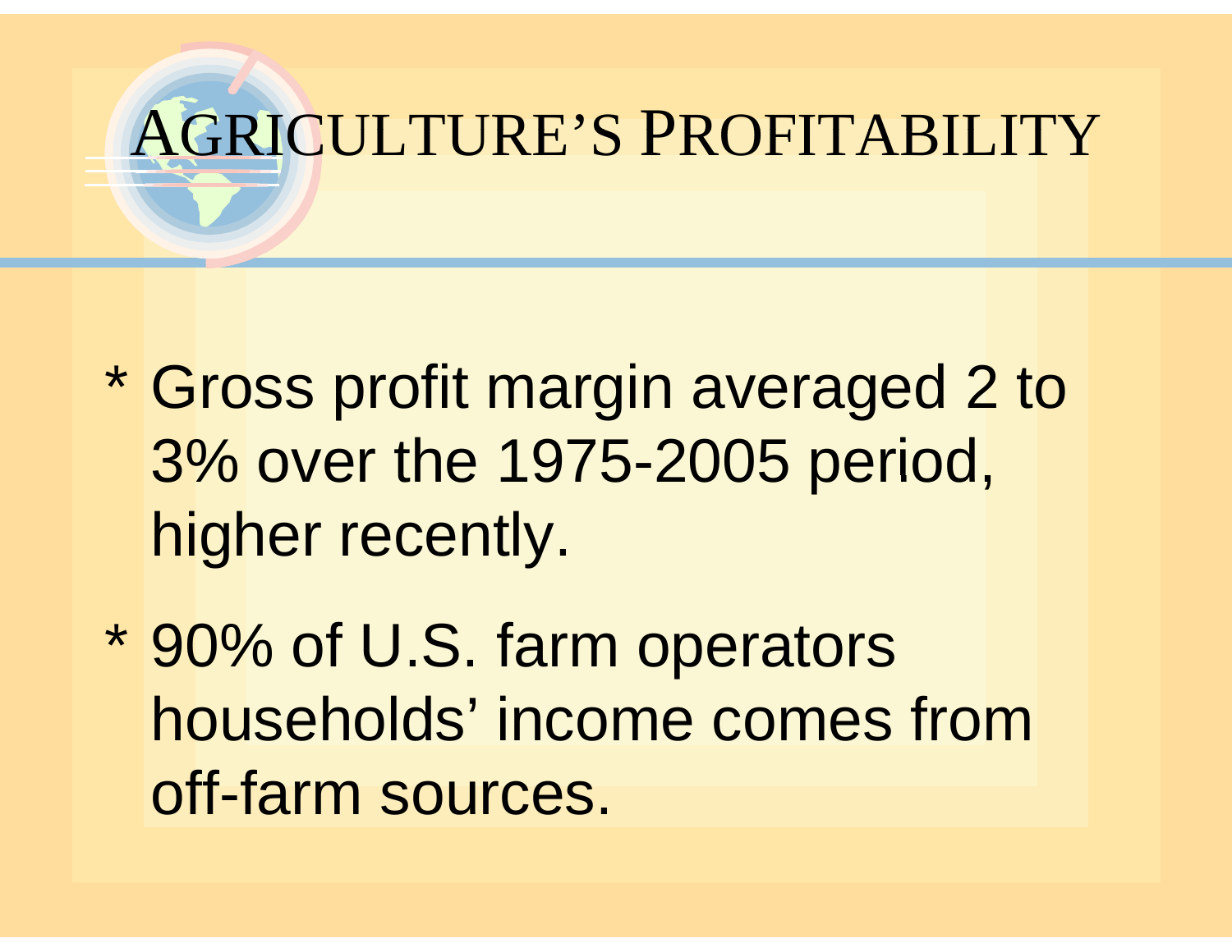# AGRICULTURE'S PROFITABILITY

* Gross profit margin averaged 2 to 3% over the 1975-2005 period, higher recently.
* 90% of U.S. farm operators households' income comes from off-farm sources.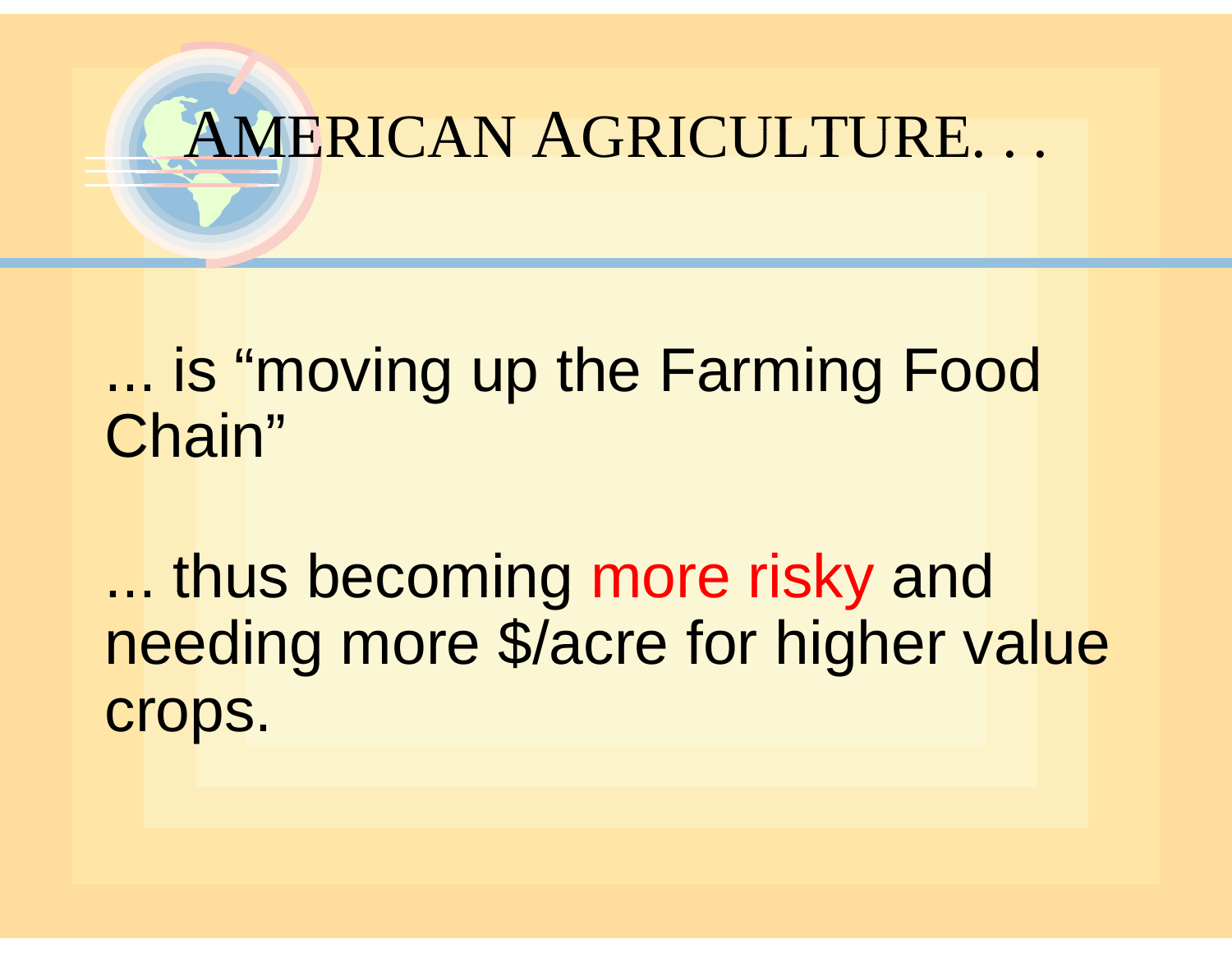# AMERICAN AGRICULTURE. . .

... is “moving up the Farming Food Chain”

... thus becoming more risky and needing more $/acre for higher value crops.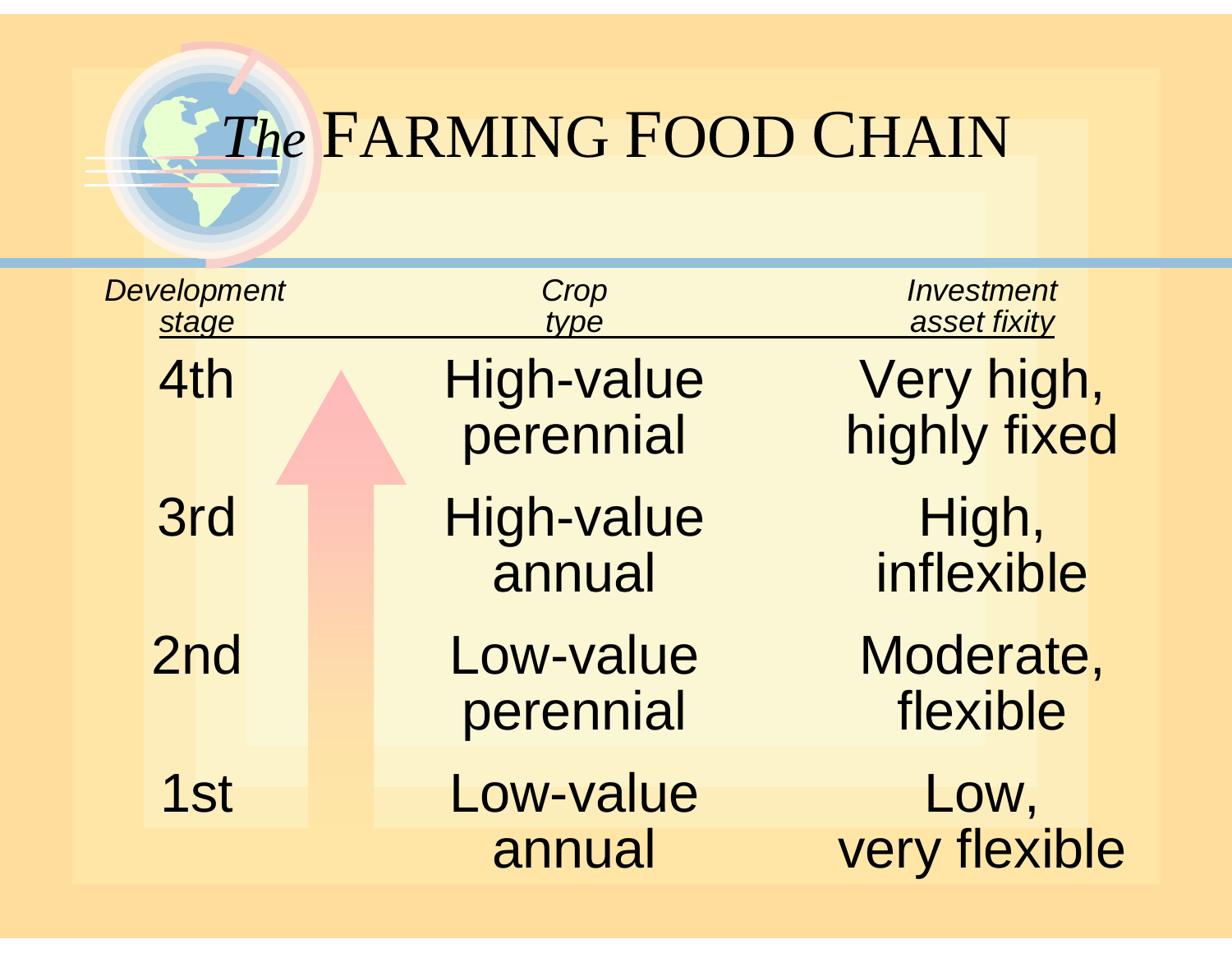# *The* FARMING FOOD CHAIN

| *Development stage* | *Crop type* | *Investment asset fixity* |
|---|---|---|
| 4th | High-value perennial | Very high, highly fixed |
| 3rd | High-value annual | High, inflexible |
| 2nd | Low-value perennial | Moderate, flexible |
| 1st | Low-value annual | Low, very flexible |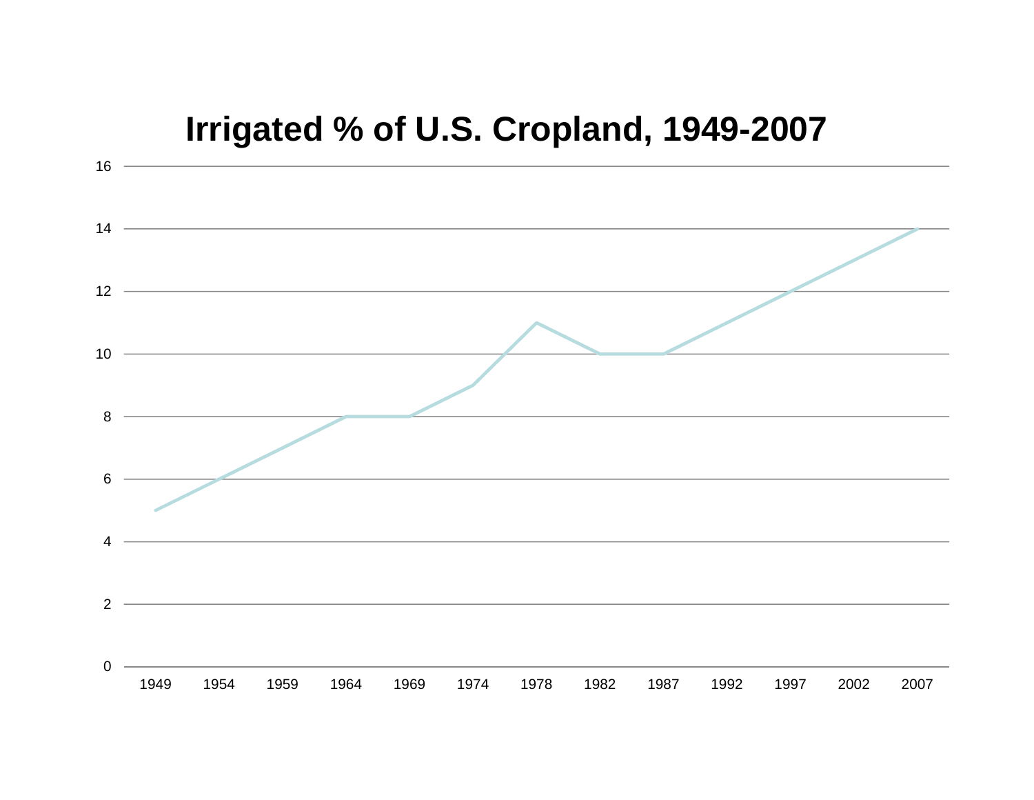# Irrigated % of U.S. Cropland, 1949-2007

16
14
12
10
8
6
4
2
0

1949 1954 1959 1964 1969 1974 1978 1982 1987 1992 1997 2002 2007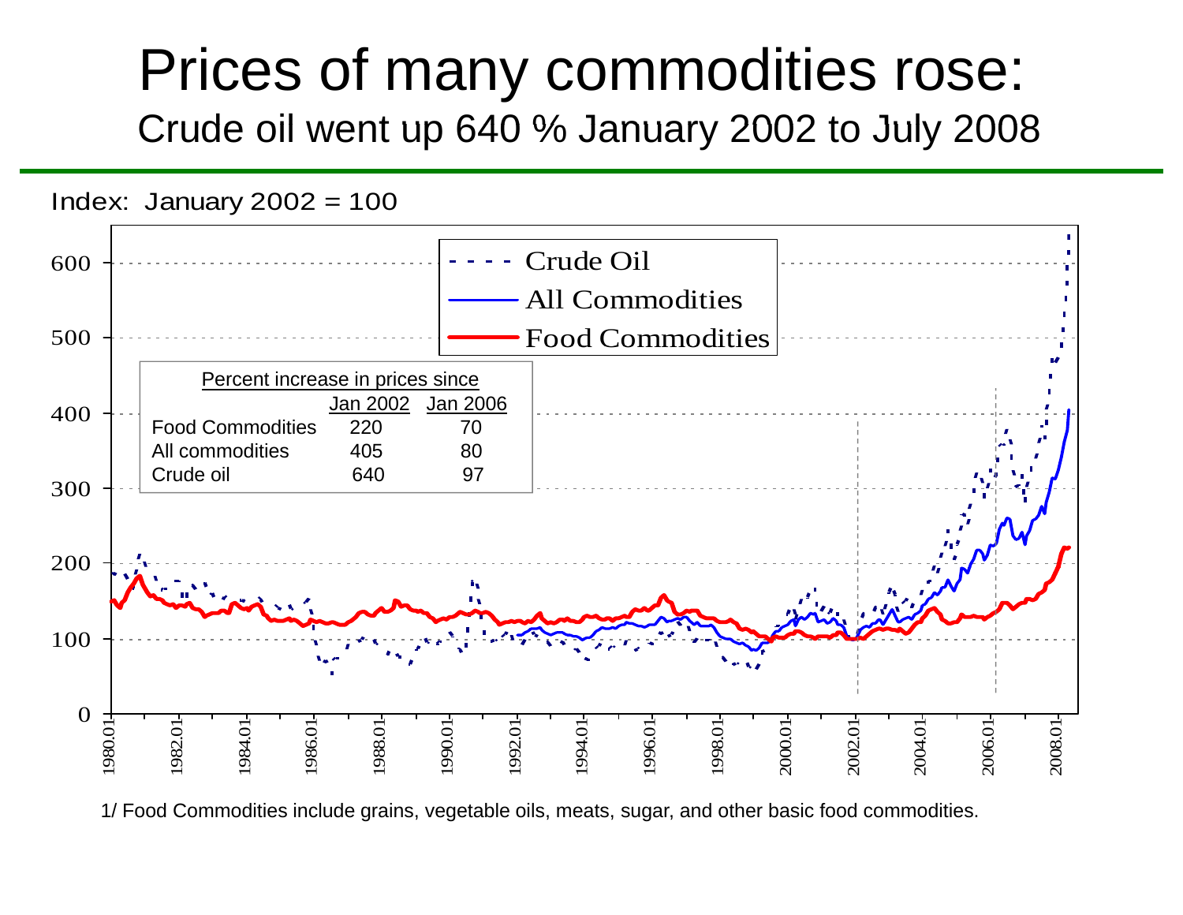# Prices of many commodities rose:

## Crude oil went up 640 % January 2002 to July 2008

Index: January 2002 = 100

| Percent increase in prices since | Jan 2002 | Jan 2006 |
|---|---|---|
| Food Commodities | 220 | 70 |
| All commodities | 405 | 80 |
| Crude oil | 640 | 97 |

Legend: Crude Oil; All Commodities; Food Commodities

1/ Food Commodities include grains, vegetable oils, meats, sugar, and other basic food commodities.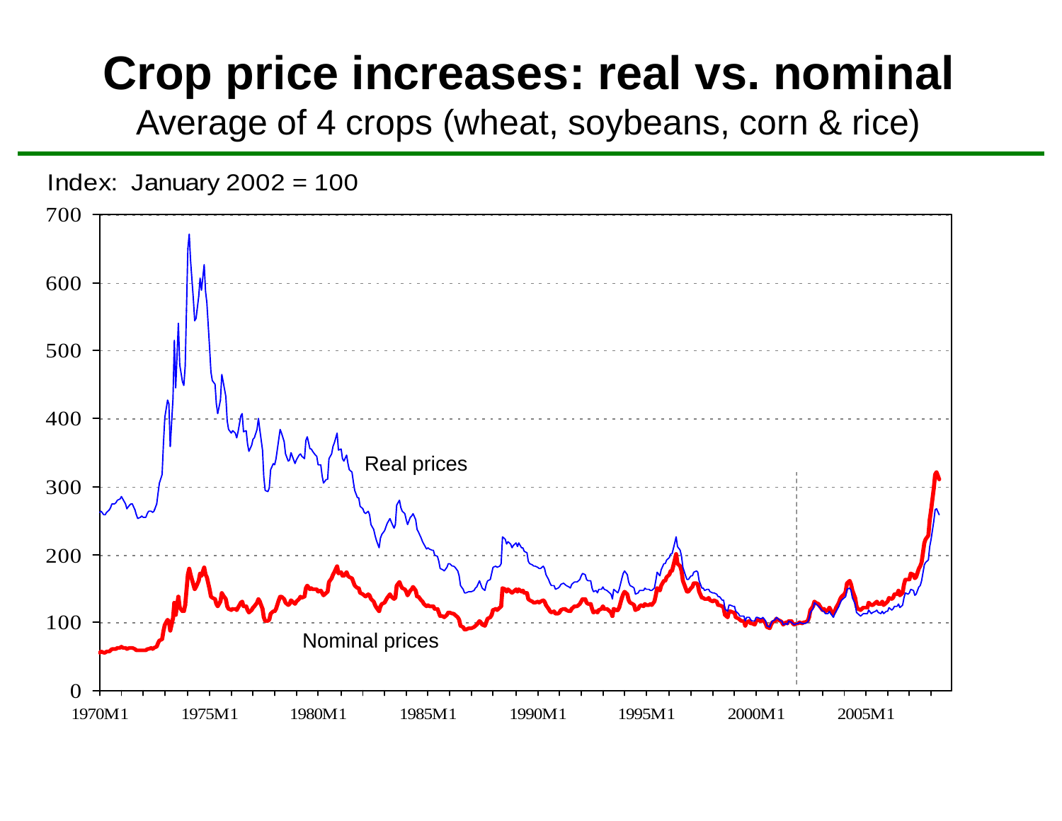# Crop price increases: real vs. nominal

Average of 4 crops (wheat, soybeans, corn & rice)

Index: January 2002 = 100

700

600

500

400

300

200

100

0

Real prices

Nominal prices

1970M1 1975M1 1980M1 1985M1 1990M1 1995M1 2000M1 2005M1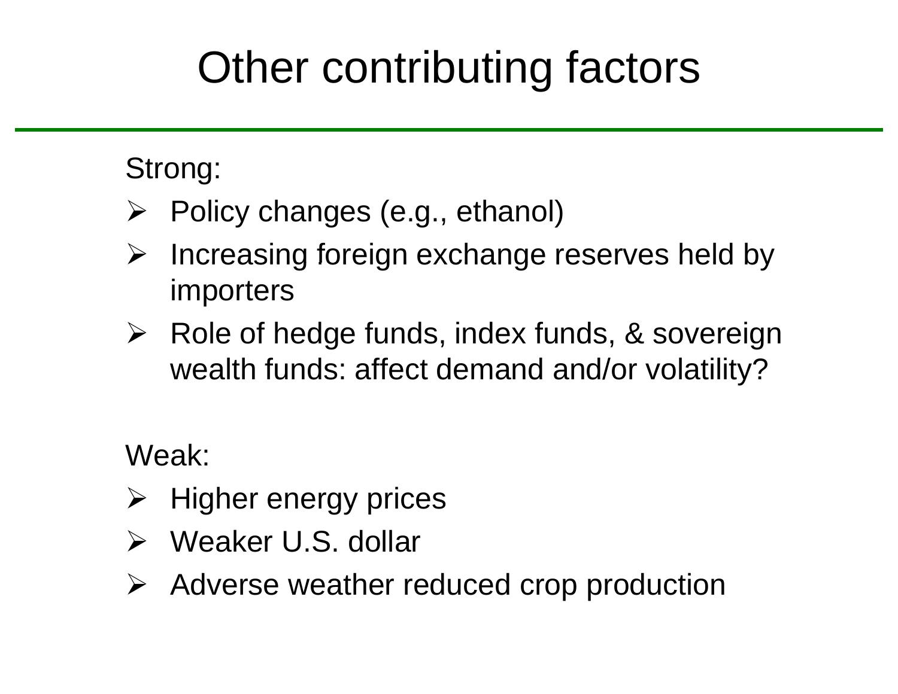# Other contributing factors

Strong:

- Policy changes (e.g., ethanol)
- Increasing foreign exchange reserves held by importers
- Role of hedge funds, index funds, & sovereign wealth funds: affect demand and/or volatility?

Weak:

- Higher energy prices
- Weaker U.S. dollar
- Adverse weather reduced crop production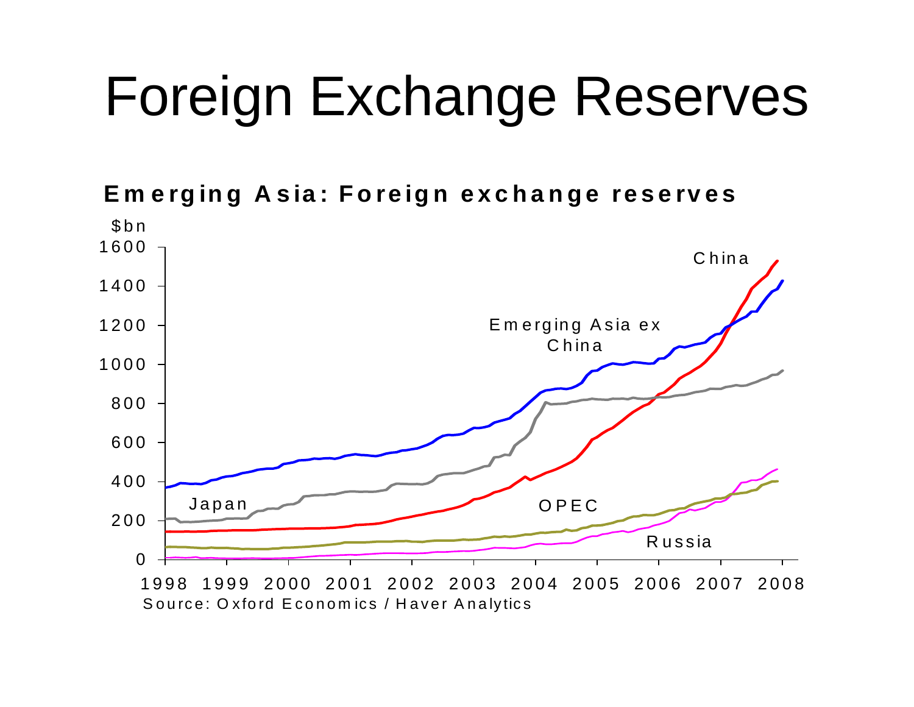# Foreign Exchange Reserves

**Emerging Asia: Foreign exchange reserves**

$bn

1600
1400
1200
1000
800
600
400
200
0

China

Emerging Asia ex China

Japan

OPEC

Russia

1998 1999 2000 2001 2002 2003 2004 2005 2006 2007 2008

Source: Oxford Economics / Haver Analytics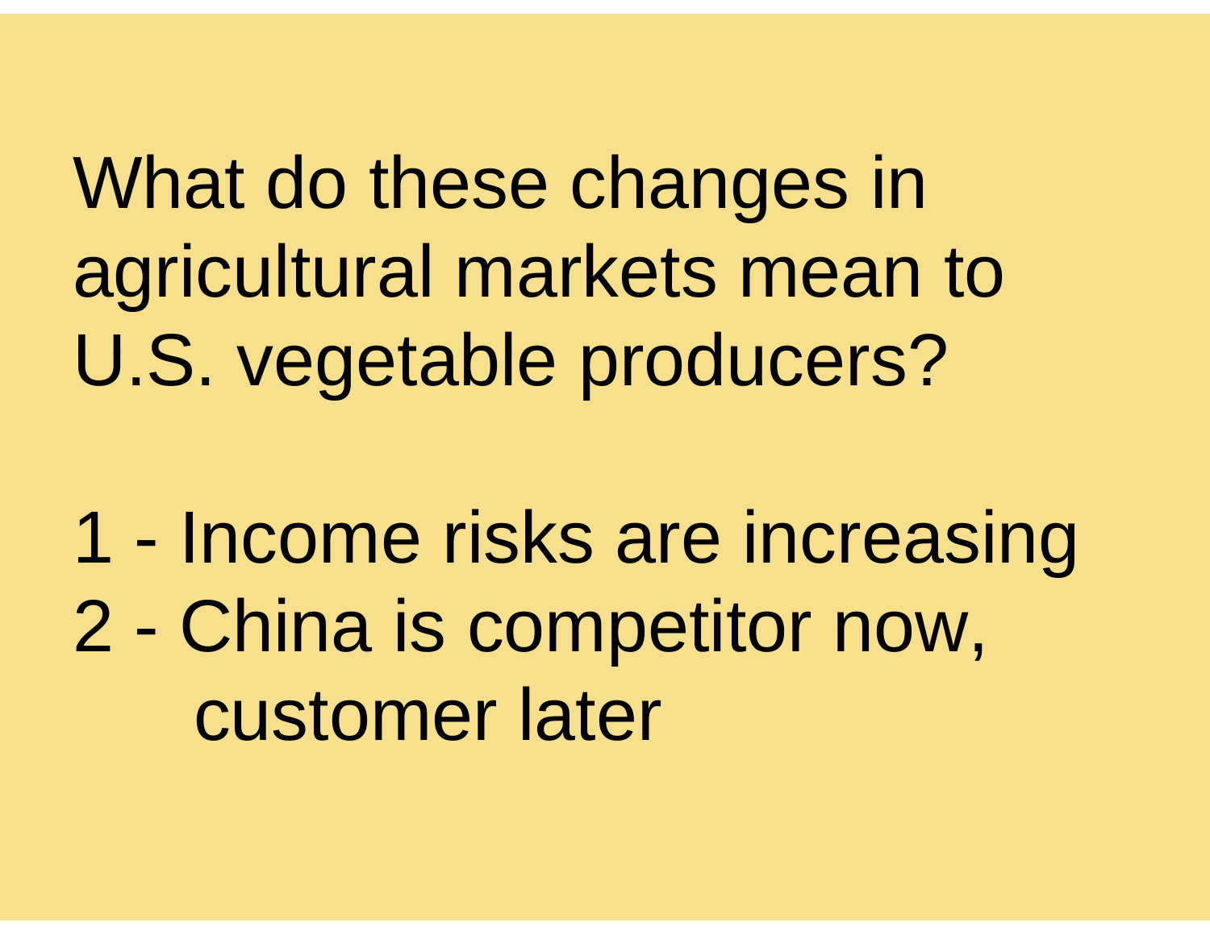What do these changes in agricultural markets mean to U.S. vegetable producers?

1 - Income risks are increasing
2 - China is competitor now, customer later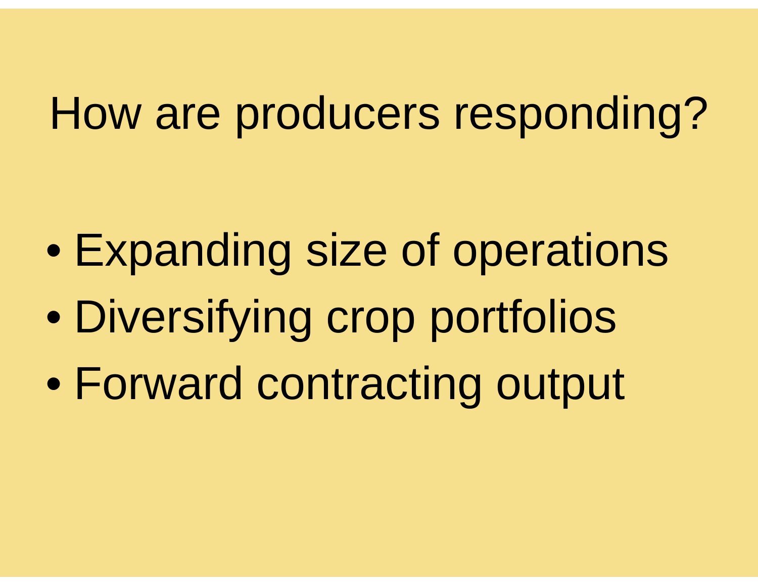# How are producers responding?

- Expanding size of operations
- Diversifying crop portfolios
- Forward contracting output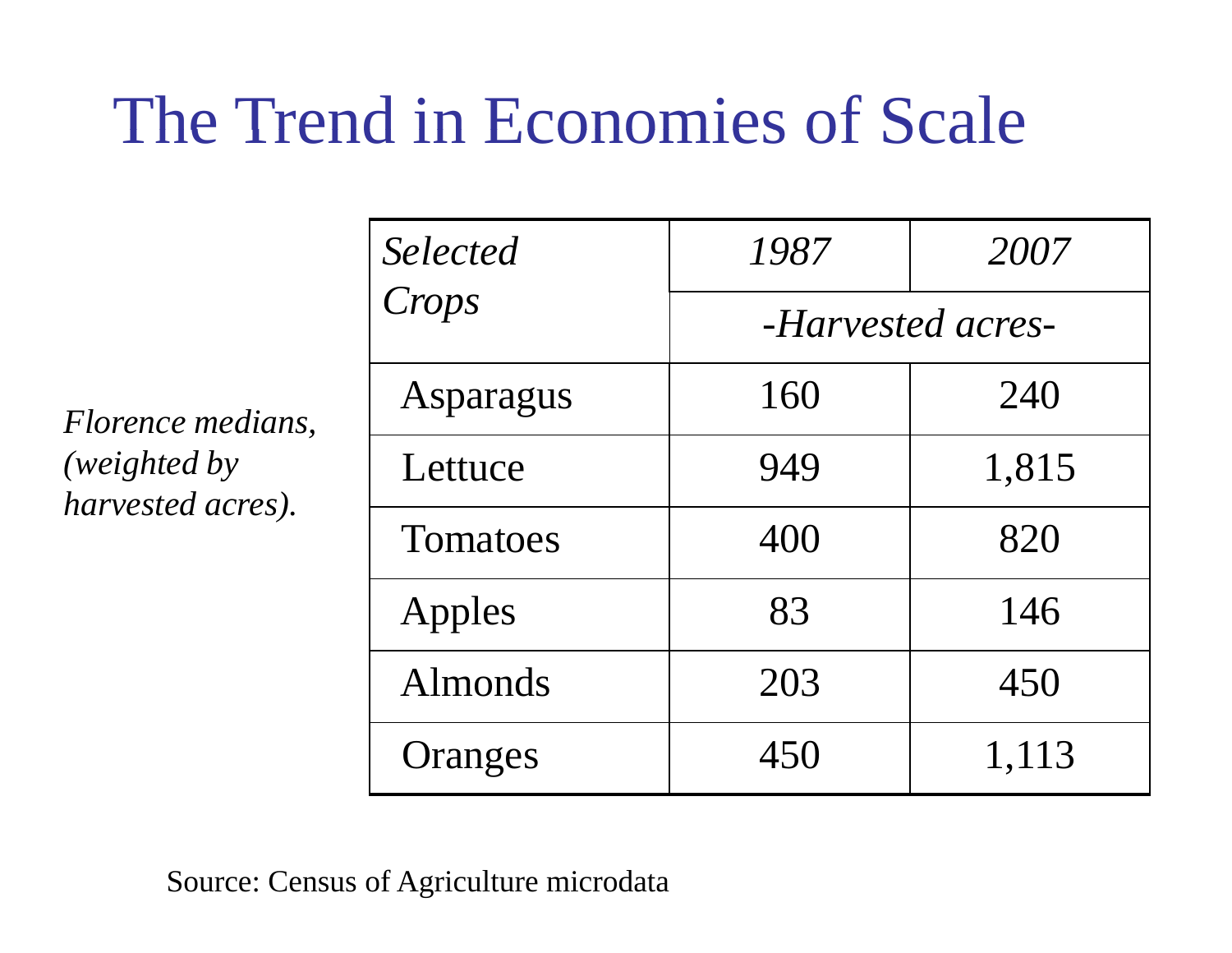# The Trend in Economies of Scale

*Florence medians, (weighted by harvested acres).*

| *Selected Crops* | *1987* | *2007* |
|---|---|---|
| | *-Harvested acres-* | |
| Asparagus | 160 | 240 |
| Lettuce | 949 | 1,815 |
| Tomatoes | 400 | 820 |
| Apples | 83 | 146 |
| Almonds | 203 | 450 |
| Oranges | 450 | 1,113 |

Source: Census of Agriculture microdata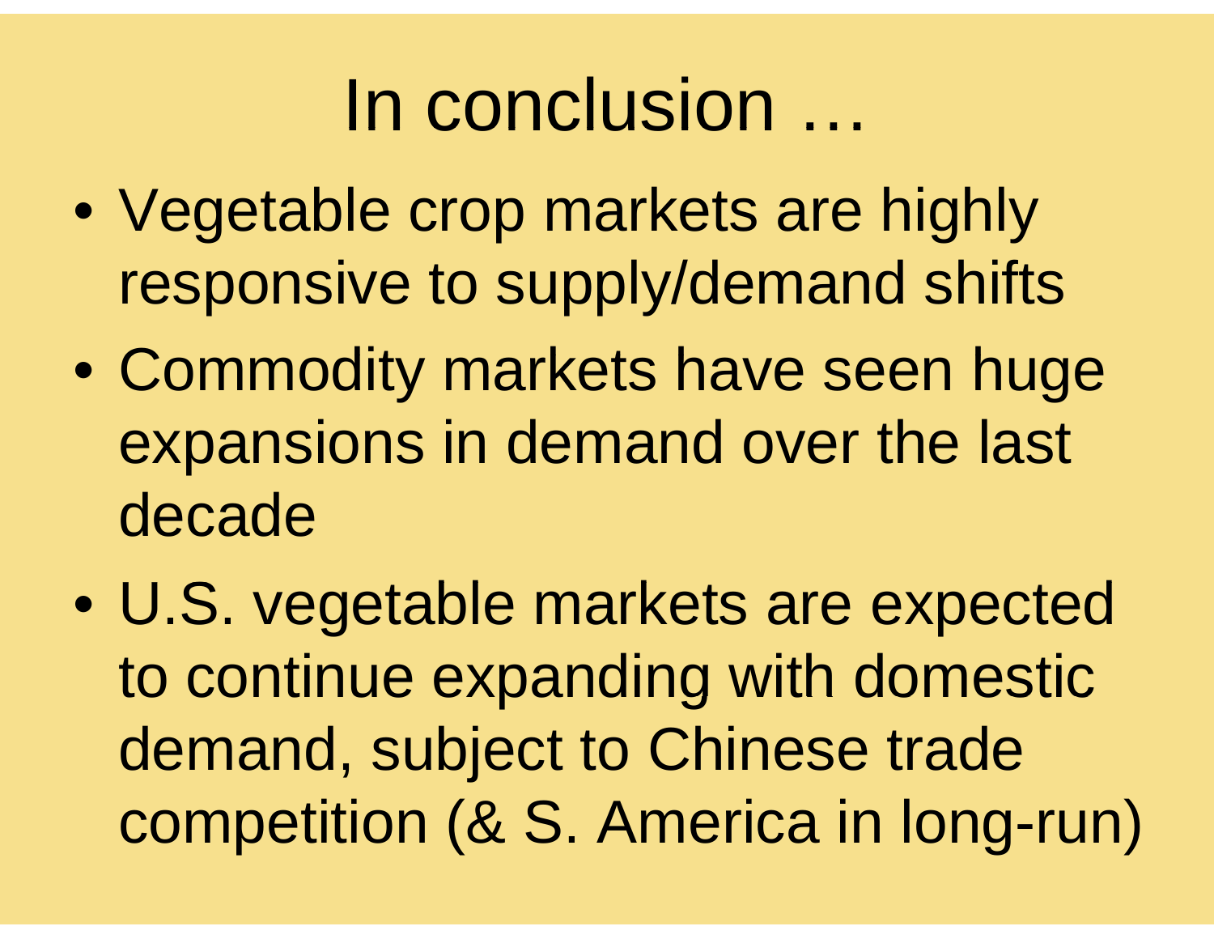# In conclusion …

- Vegetable crop markets are highly responsive to supply/demand shifts
- Commodity markets have seen huge expansions in demand over the last decade
- U.S. vegetable markets are expected to continue expanding with domestic demand, subject to Chinese trade competition (& S. America in long-run)